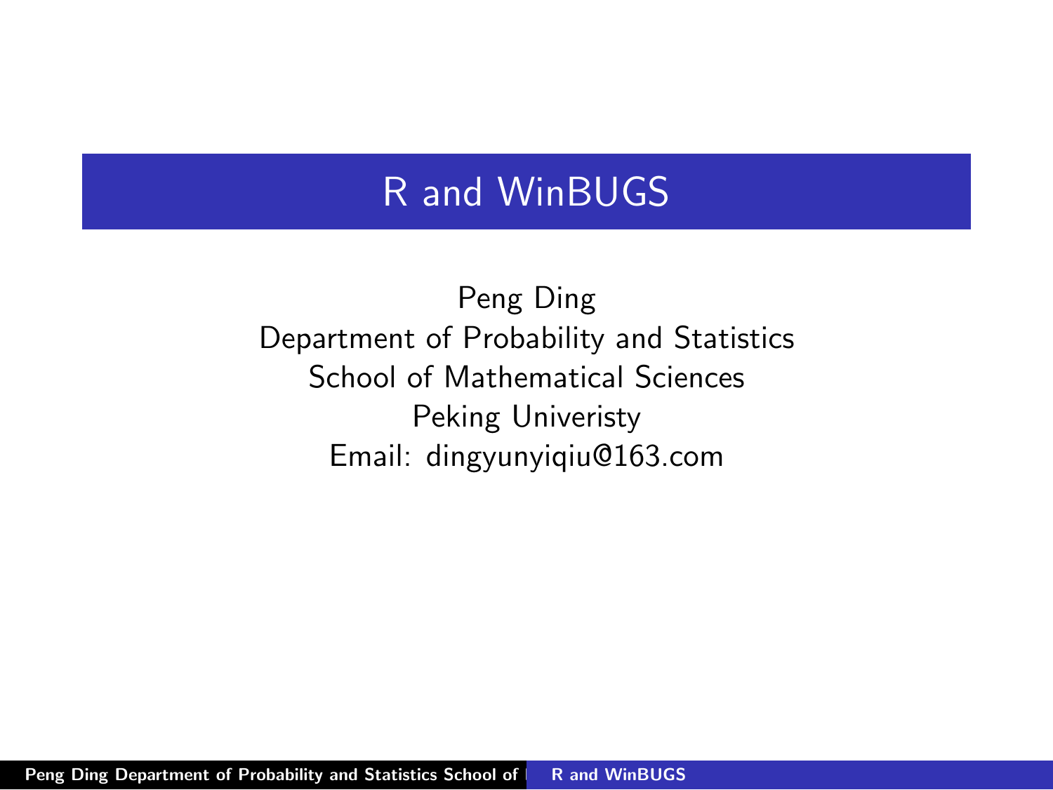# R and WinBUGS

Peng Ding
Department of Probability and Statistics
School of Mathematical Sciences
Peking Univeristy
Email: dingyunyiqiu@163.com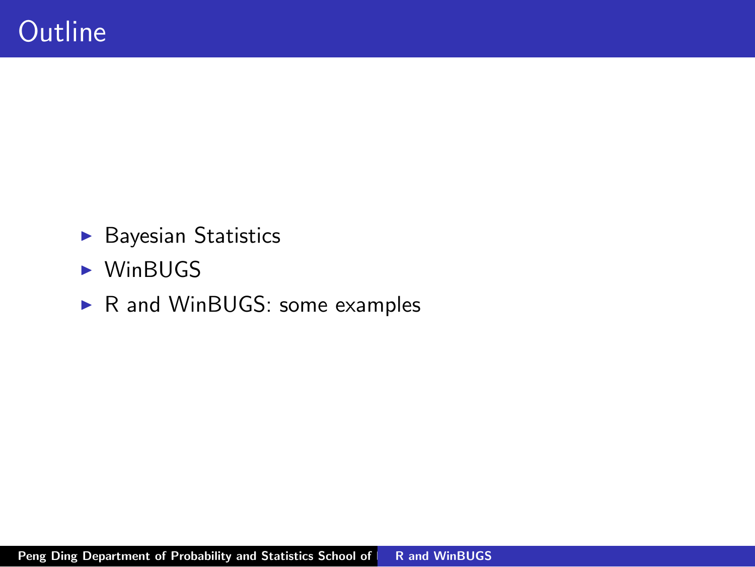# Outline

- Bayesian Statistics
- WinBUGS
- R and WinBUGS: some examples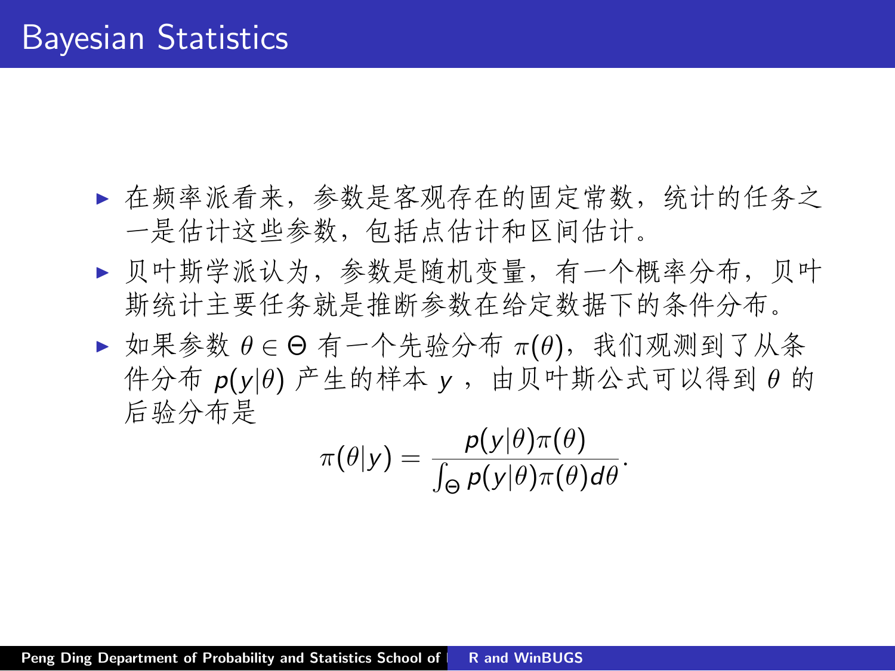# Bayesian Statistics

- 在频率派看来，参数是客观存在的固定常数，统计的任务之一是估计这些参数，包括点估计和区间估计。
- 贝叶斯学派认为，参数是随机变量，有一个概率分布，贝叶斯统计主要任务就是推断参数在给定数据下的条件分布。
- 如果参数 $\theta \in \Theta$ 有一个先验分布 $\pi(\theta)$，我们观测到了从条件分布 $p(y|\theta)$ 产生的样本 $y$ ，由贝叶斯公式可以得到 $\theta$ 的后验分布是

$$\pi(\theta|y) = \frac{p(y|\theta)\pi(\theta)}{\int_{\Theta} p(y|\theta)\pi(\theta)d\theta}.$$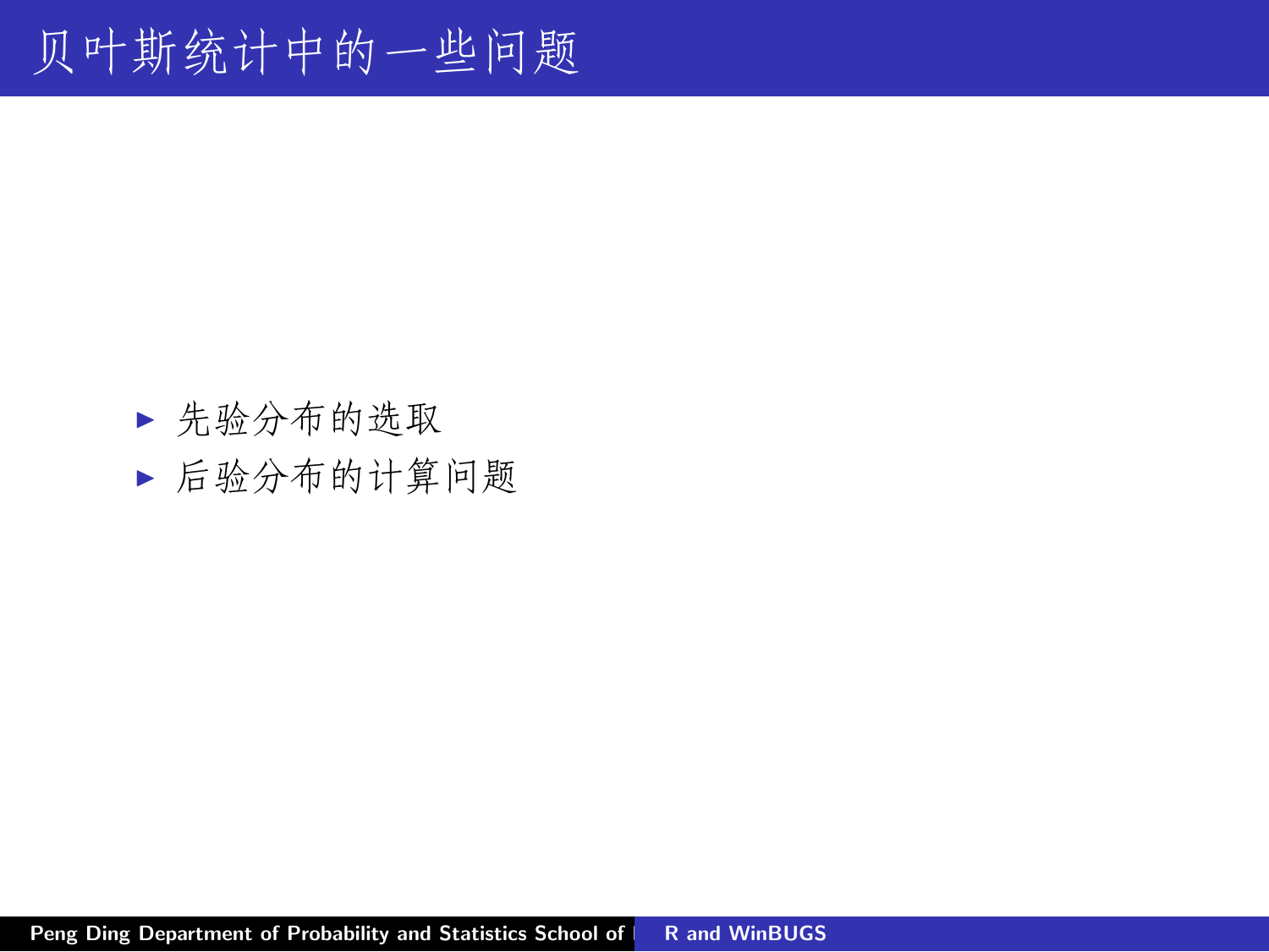# 贝叶斯统计中的一些问题

- 先验分布的选取
- 后验分布的计算问题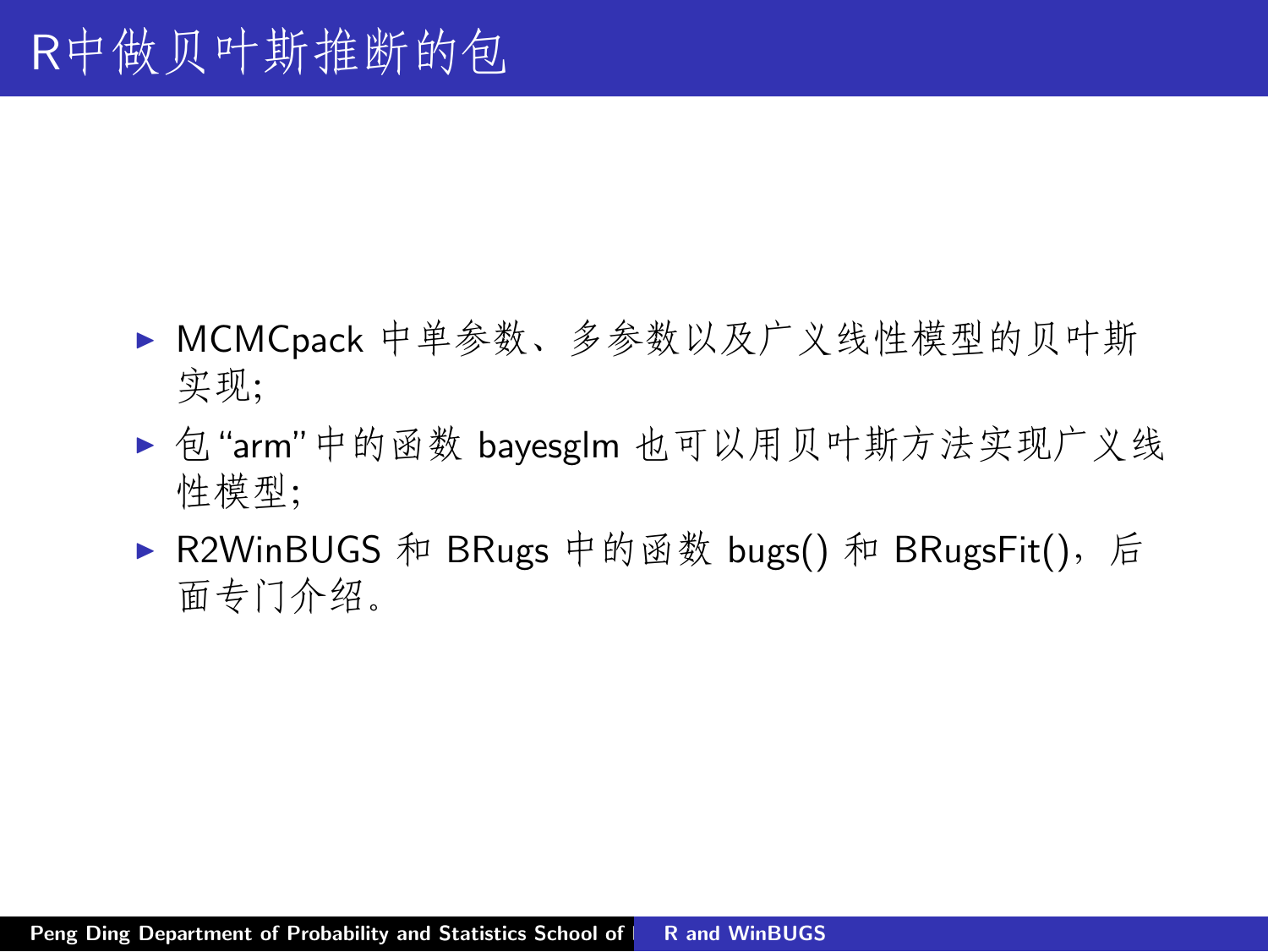# R中做贝叶斯推断的包

- MCMCpack 中单参数、多参数以及广义线性模型的贝叶斯实现;
- 包 “arm” 中的函数 bayesglm 也可以用贝叶斯方法实现广义线性模型;
- R2WinBUGS 和 BRugs 中的函数 bugs() 和 BRugsFit()，后面专门介绍。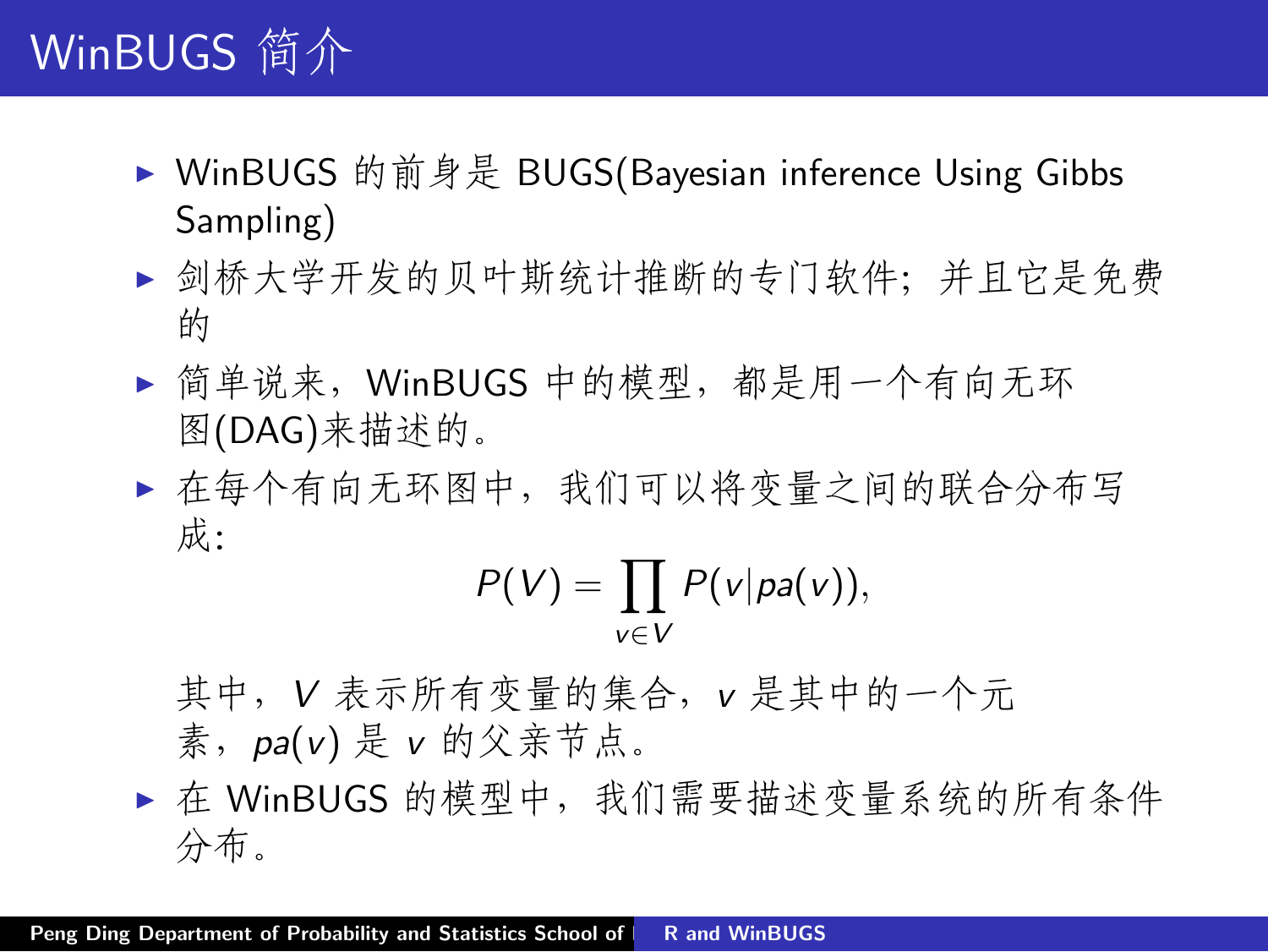# WinBUGS 简介

- WinBUGS 的前身是 BUGS(Bayesian inference Using Gibbs Sampling)
- 剑桥大学开发的贝叶斯统计推断的专门软件；并且它是免费的
- 简单说来，WinBUGS 中的模型，都是用一个有向无环图(DAG)来描述的。
- 在每个有向无环图中，我们可以将变量之间的联合分布写成：

$$P(V) = \prod_{v \in V} P(v | pa(v)),$$

其中，$V$ 表示所有变量的集合，$v$ 是其中的一个元素，$pa(v)$ 是 $v$ 的父亲节点。

- 在 WinBUGS 的模型中，我们需要描述变量系统的所有条件分布。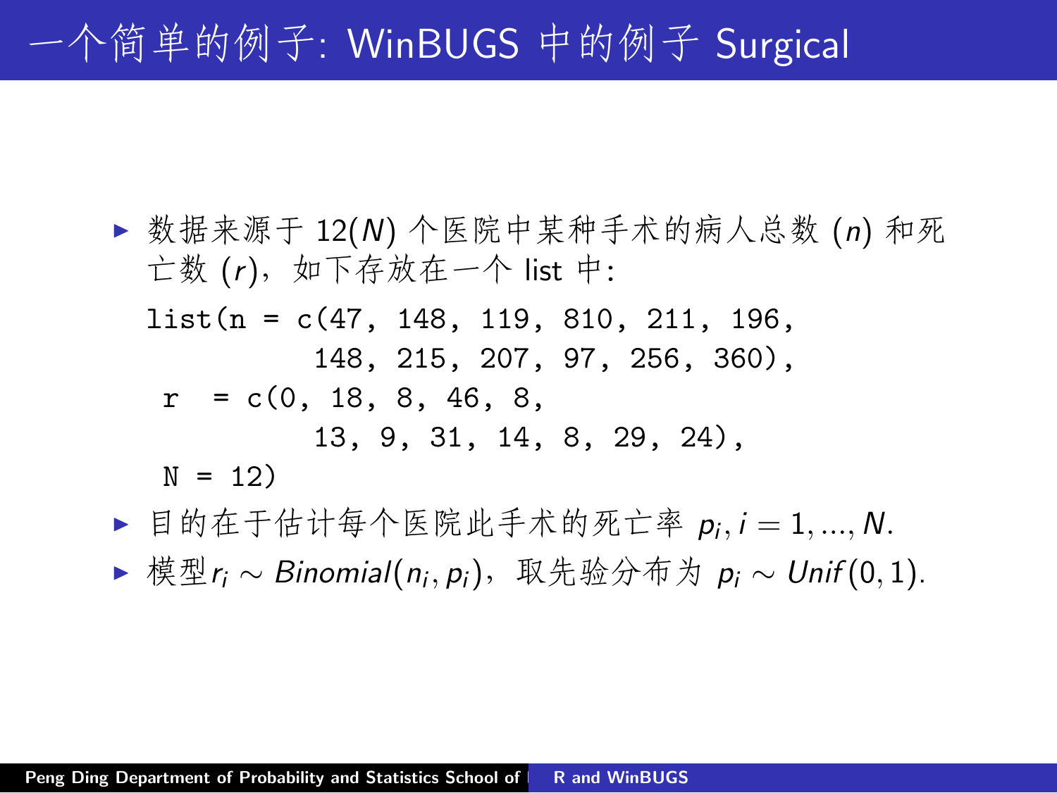# 一个简单的例子: WinBUGS 中的例子 Surgical

- 数据来源于 12($N$) 个医院中某种手术的病人总数 ($n$) 和死亡数 ($r$)，如下存放在一个 list 中:

```
list(n = c(47, 148, 119, 810, 211, 196,
           148, 215, 207, 97, 256, 360),
 r  = c(0, 18, 8, 46, 8,
           13, 9, 31, 14, 8, 29, 24),
 N = 12)
```

- 目的在于估计每个医院此手术的死亡率 $p_i, i = 1, ..., N$.
- 模型$r_i \sim Binomial(n_i, p_i)$，取先验分布为 $p_i \sim Unif(0, 1)$.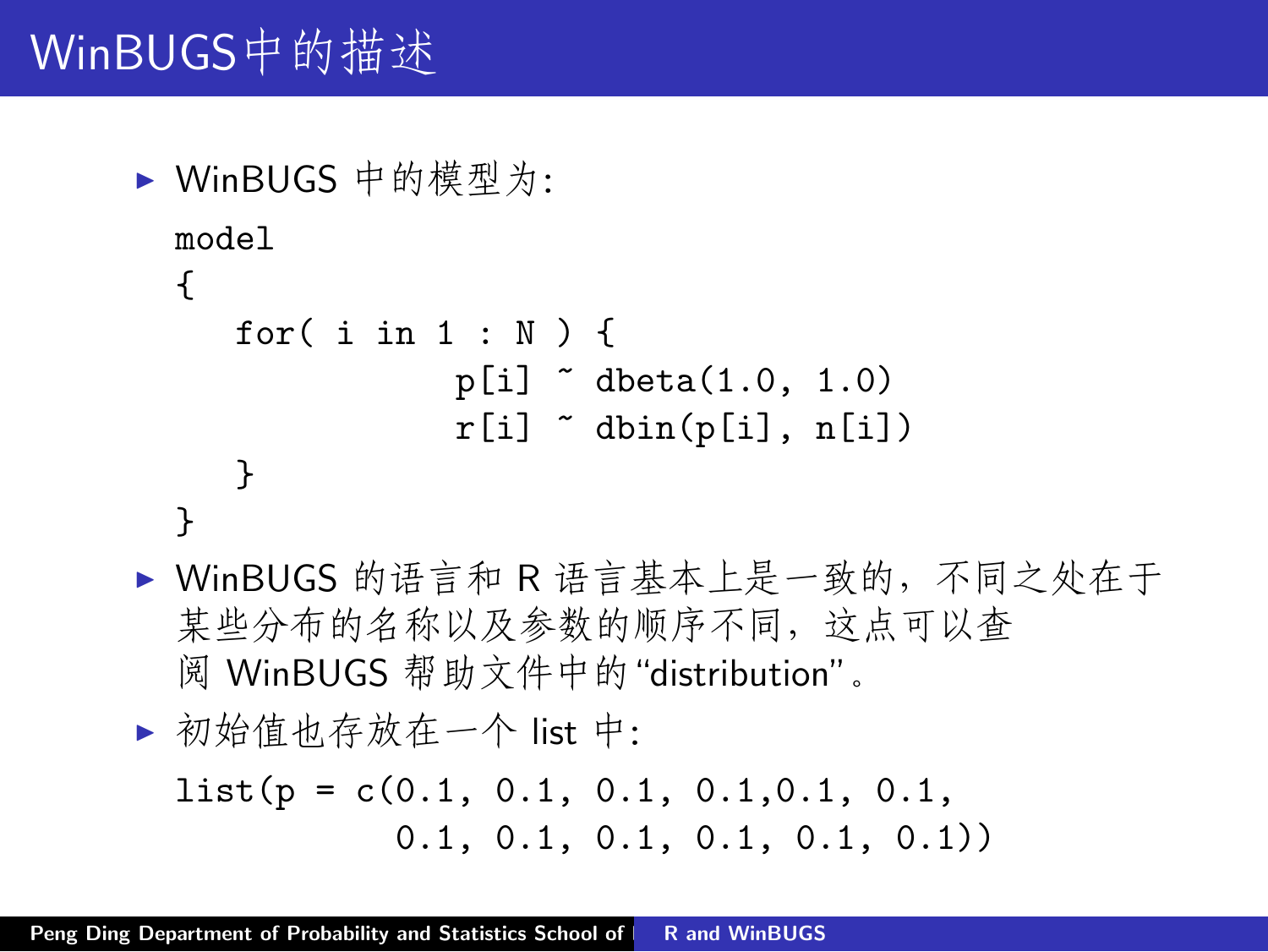# WinBUGS中的描述

- WinBUGS 中的模型为:

```
model
{
   for( i in 1 : N ) {
               p[i] ~ dbeta(1.0, 1.0)
               r[i] ~ dbin(p[i], n[i])
   }
}
```

- WinBUGS 的语言和 R 语言基本上是一致的，不同之处在于某些分布的名称以及参数的顺序不同，这点可以查阅 WinBUGS 帮助文件中的“distribution”。
- 初始值也存放在一个 list 中:

```
list(p = c(0.1, 0.1, 0.1, 0.1,0.1, 0.1,
           0.1, 0.1, 0.1, 0.1, 0.1, 0.1))
```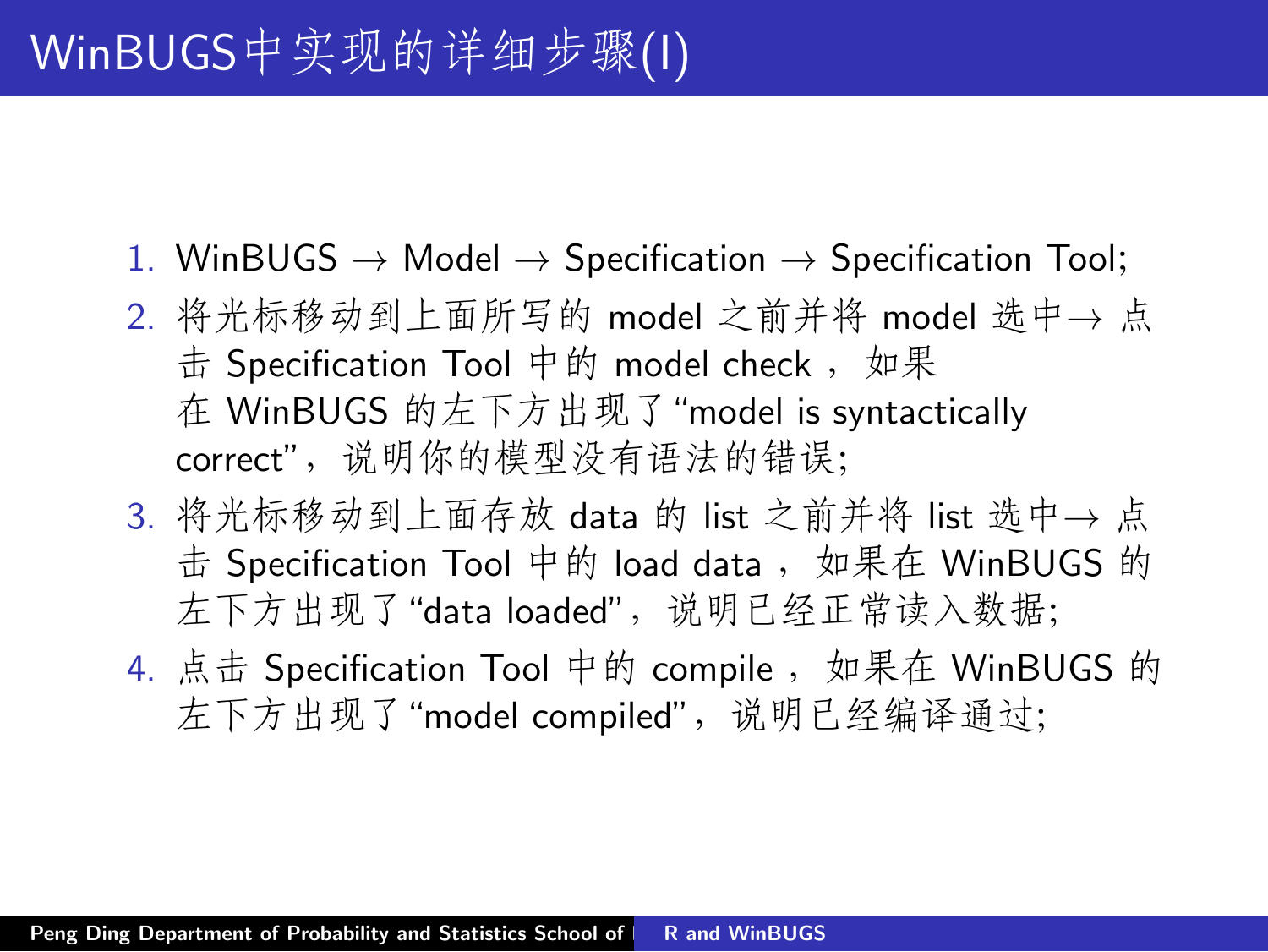# WinBUGS中实现的详细步骤(I)

1. WinBUGS → Model → Specification → Specification Tool;
2. 将光标移动到上面所写的 model 之前并将 model 选中→ 点击 Specification Tool 中的 model check ，如果在 WinBUGS 的左下方出现了“model is syntactically correct”，说明你的模型没有语法的错误;
3. 将光标移动到上面存放 data 的 list 之前并将 list 选中→ 点击 Specification Tool 中的 load data ，如果在 WinBUGS 的左下方出现了“data loaded”，说明已经正常读入数据;
4. 点击 Specification Tool 中的 compile ，如果在 WinBUGS 的左下方出现了“model compiled”，说明已经编译通过;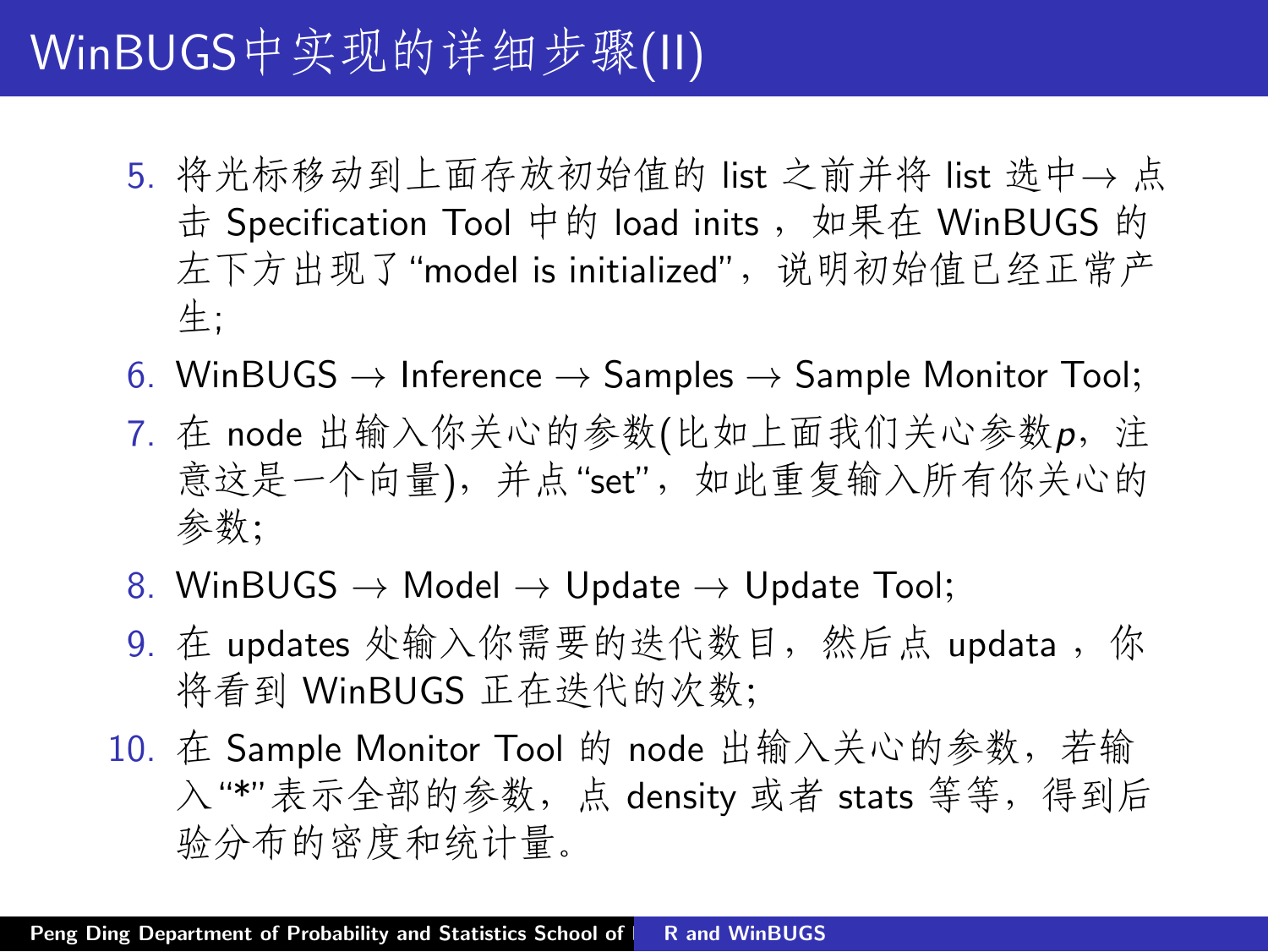# WinBUGS中实现的详细步骤(II)

5. 将光标移动到上面存放初始值的 list 之前并将 list 选中→ 点击 Specification Tool 中的 load inits ，如果在 WinBUGS 的左下方出现了“model is initialized”，说明初始值已经正常产生;
6. WinBUGS → Inference → Samples → Sample Monitor Tool;
7. 在 node 出输入你关心的参数(比如上面我们关心参数$p$，注意这是一个向量)，并点“set”，如此重复输入所有你关心的参数;
8. WinBUGS → Model → Update → Update Tool;
9. 在 updates 处输入你需要的迭代数目，然后点 updata ，你将看到 WinBUGS 正在迭代的次数;
10. 在 Sample Monitor Tool 的 node 出输入关心的参数，若输入“*”表示全部的参数，点 density 或者 stats 等等，得到后验分布的密度和统计量。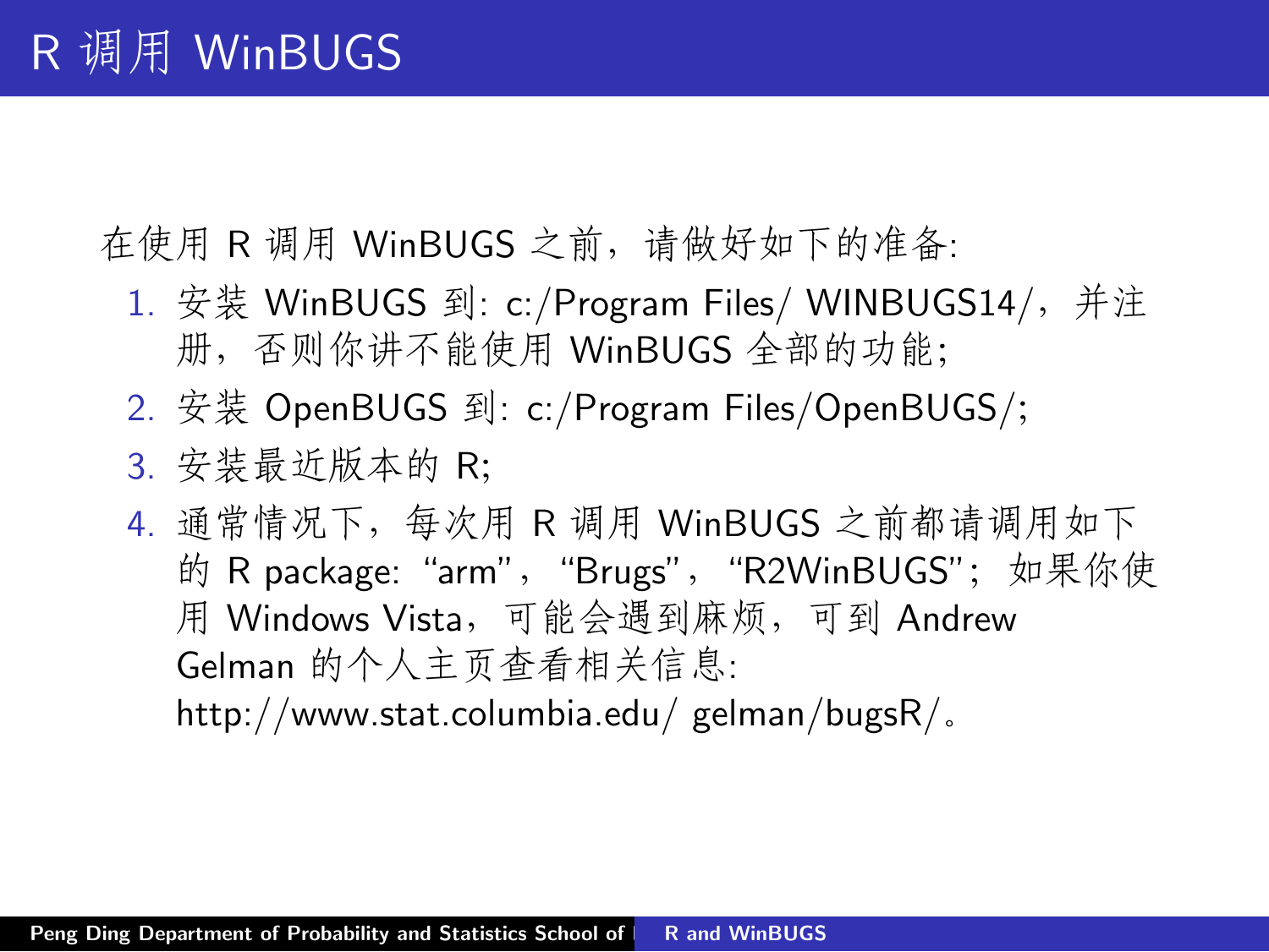# R 调用 WinBUGS

在使用 R 调用 WinBUGS 之前，请做好如下的准备:

1. 安装 WinBUGS 到: c:/Program Files/ WINBUGS14/，并注册，否则你讲不能使用 WinBUGS 全部的功能;
2. 安装 OpenBUGS 到: c:/Program Files/OpenBUGS/;
3. 安装最近版本的 R;
4. 通常情况下，每次用 R 调用 WinBUGS 之前都请调用如下的 R package: “arm”，“Brugs”，“R2WinBUGS”；如果你使用 Windows Vista，可能会遇到麻烦，可到 Andrew Gelman 的个人主页查看相关信息: http://www.stat.columbia.edu/ gelman/bugsR/。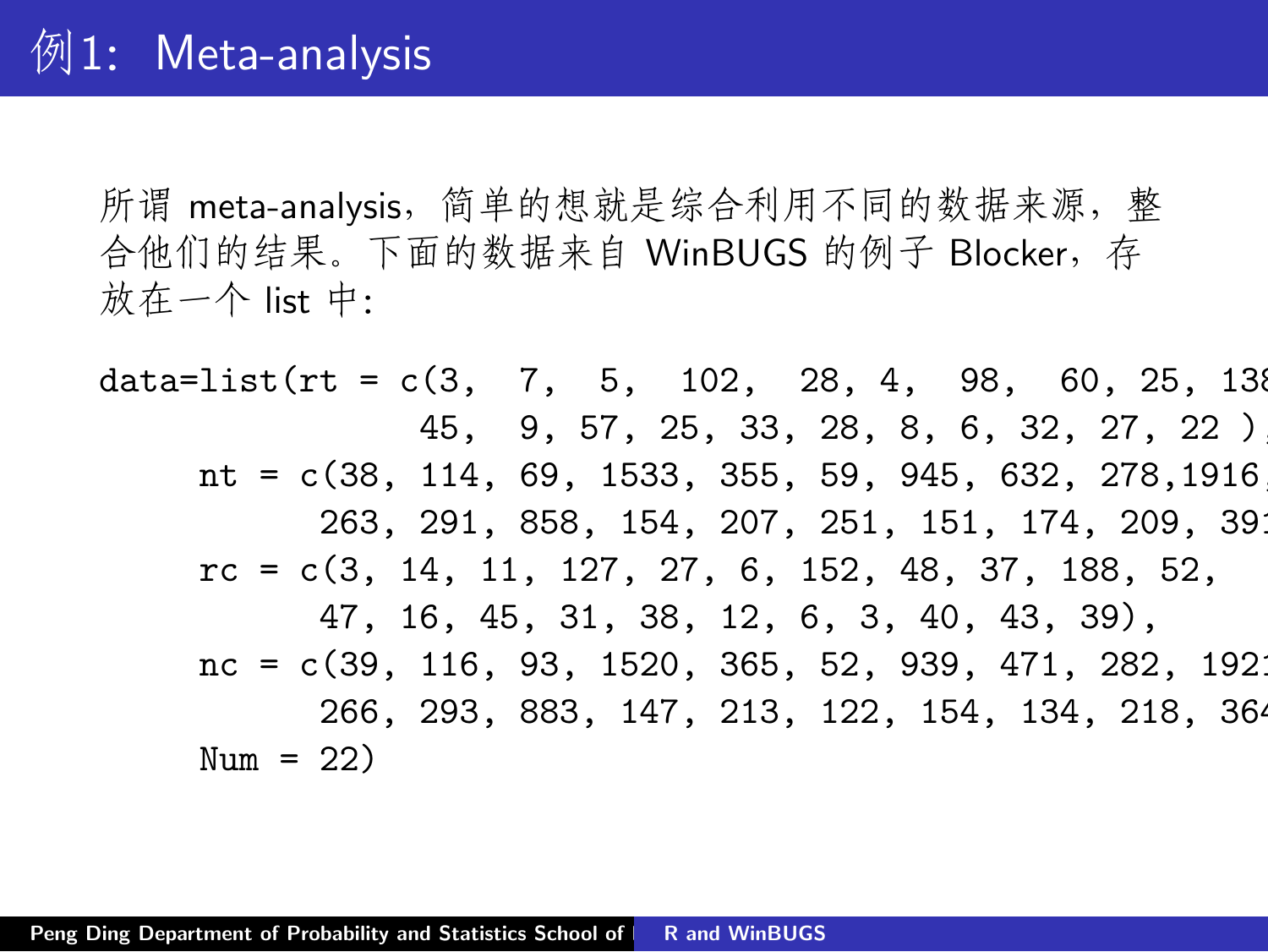# 例1: Meta-analysis

所谓 meta-analysis，简单的想就是综合利用不同的数据来源，整合他们的结果。下面的数据来自 WinBUGS 的例子 Blocker，存放在一个 list 中:

```
data=list(rt = c(3,  7,  5,  102,  28, 4,  98,  60, 25, 138
                45,  9, 57, 25, 33, 28, 8, 6, 32, 27, 22 ),
     nt = c(38, 114, 69, 1533, 355, 59, 945, 632, 278,1916,
          263, 291, 858, 154, 207, 251, 151, 174, 209, 391
     rc = c(3, 14, 11, 127, 27, 6, 152, 48, 37, 188, 52,
          47, 16, 45, 31, 38, 12, 6, 3, 40, 43, 39),
     nc = c(39, 116, 93, 1520, 365, 52, 939, 471, 282, 1921
          266, 293, 883, 147, 213, 122, 154, 134, 218, 364
     Num = 22)
```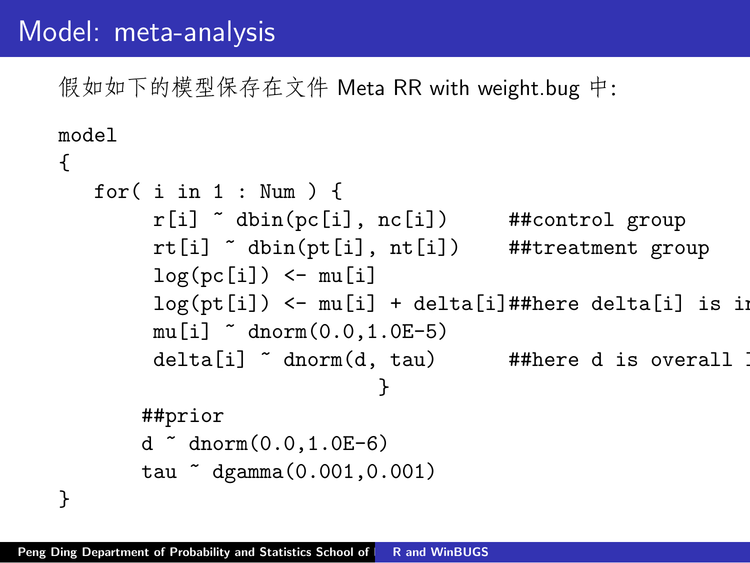# Model: meta-analysis

假如如下的模型保存在文件 Meta RR with weight.bug 中:

```
model
{
   for( i in 1 : Num ) {
        r[i] ~ dbin(pc[i], nc[i])      ##control group
        rt[i] ~ dbin(pt[i], nt[i])     ##treatment group
        log(pc[i]) <- mu[i]
        log(pt[i]) <- mu[i] + delta[i]##here delta[i] is in
        mu[i] ~ dnorm(0.0,1.0E-5)
        delta[i] ~ dnorm(d, tau)       ##here d is overall l
                              }
      ##prior
      d ~ dnorm(0.0,1.0E-6)
      tau ~ dgamma(0.001,0.001)
}
```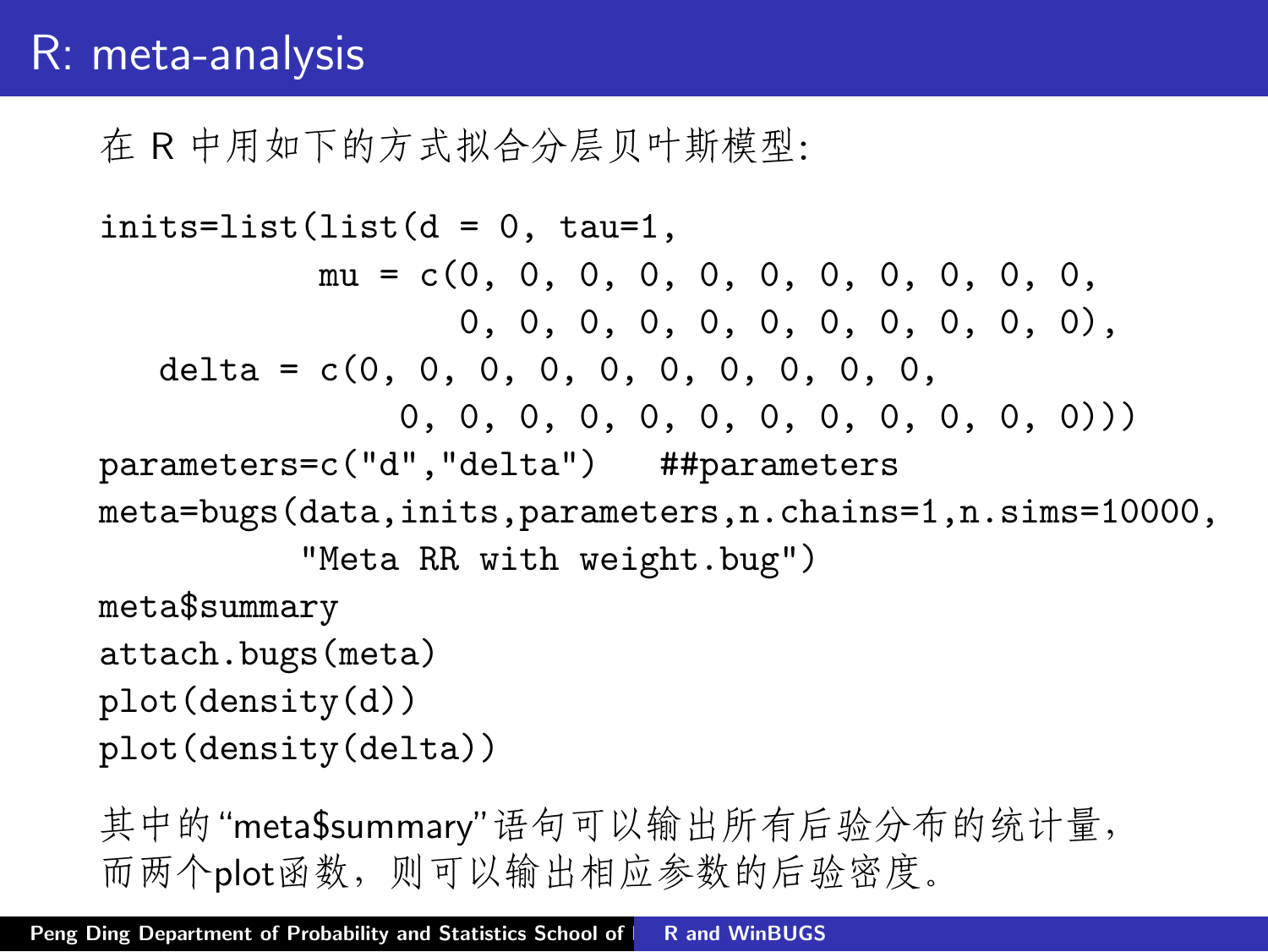# R: meta-analysis

在 R 中用如下的方式拟合分层贝叶斯模型:

```
inits=list(list(d = 0, tau=1,
          mu = c(0, 0, 0, 0, 0, 0, 0, 0, 0, 0, 0,
                 0, 0, 0, 0, 0, 0, 0, 0, 0, 0, 0),
   delta = c(0, 0, 0, 0, 0, 0, 0, 0, 0, 0,
             0, 0, 0, 0, 0, 0, 0, 0, 0, 0, 0, 0)))
parameters=c("d","delta")   ##parameters
meta=bugs(data,inits,parameters,n.chains=1,n.sims=10000,
         "Meta RR with weight.bug")
meta$summary
attach.bugs(meta)
plot(density(d))
plot(density(delta))
```

其中的“meta$summary”语句可以输出所有后验分布的统计量，而两个plot函数，则可以输出相应参数的后验密度。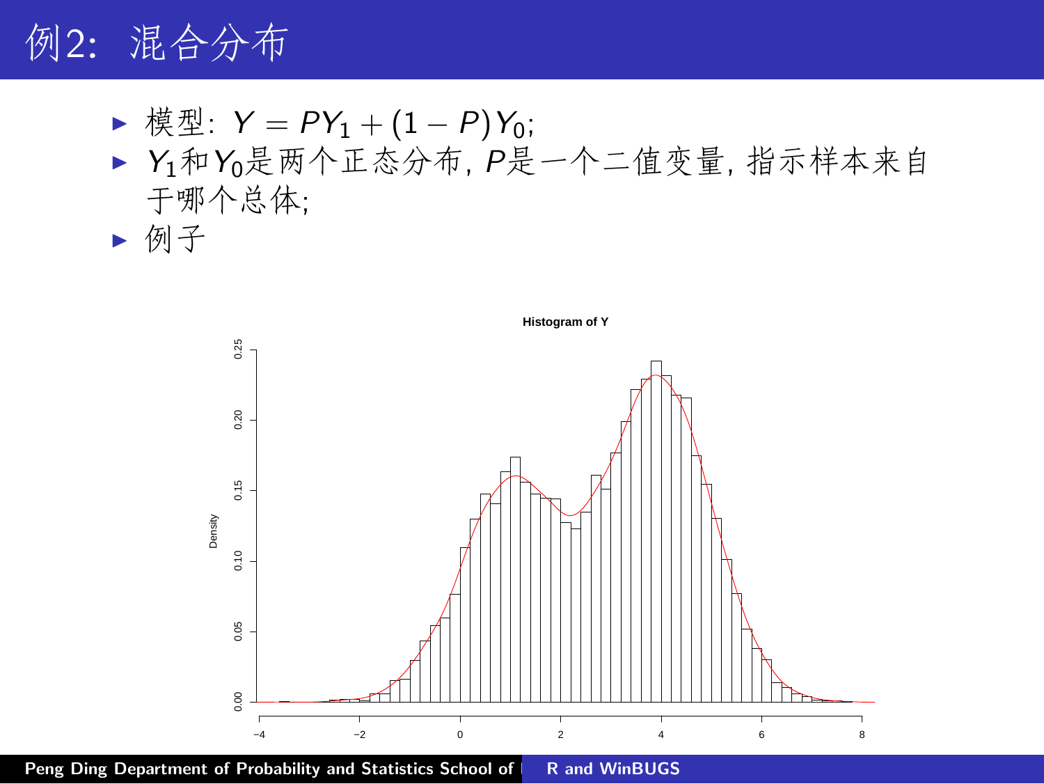# 例2：混合分布

- 模型：$Y = PY_1 + (1 - P)Y_0$;
- $Y_1$和$Y_0$是两个正态分布, $P$是一个二值变量, 指示样本来自于哪个总体;
- 例子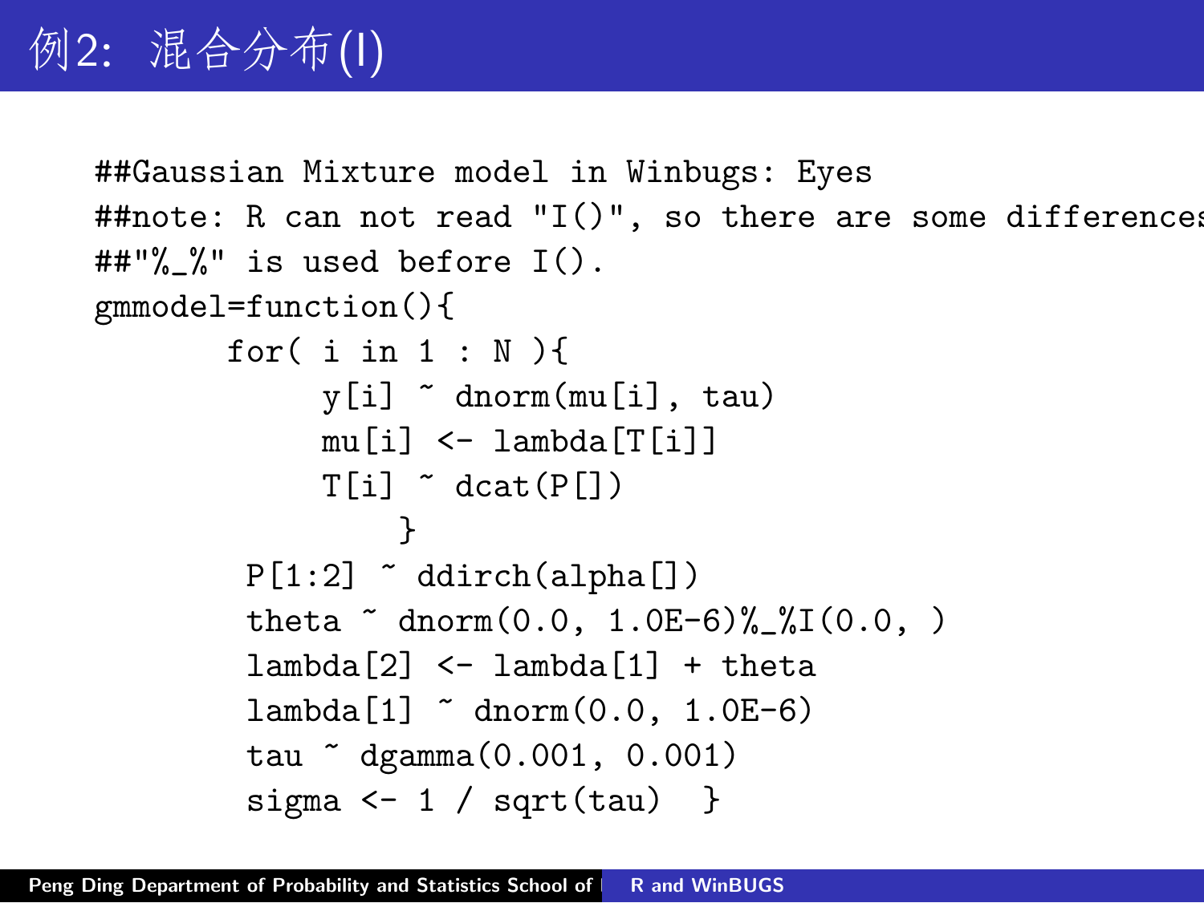# 例2: 混合分布(I)

```
##Gaussian Mixture model in Winbugs: Eyes
##note: R can not read "I()", so there are some differences
##"%_%" is used before I().
gmmodel=function(){
      for( i in 1 : N ){
           y[i] ~ dnorm(mu[i], tau)
           mu[i] <- lambda[T[i]]
           T[i] ~ dcat(P[])
               }
       P[1:2] ~ ddirch(alpha[])
       theta ~ dnorm(0.0, 1.0E-6)%_%I(0.0, )
       lambda[2] <- lambda[1] + theta
       lambda[1] ~ dnorm(0.0, 1.0E-6)
       tau ~ dgamma(0.001, 0.001)
       sigma <- 1 / sqrt(tau)  }
```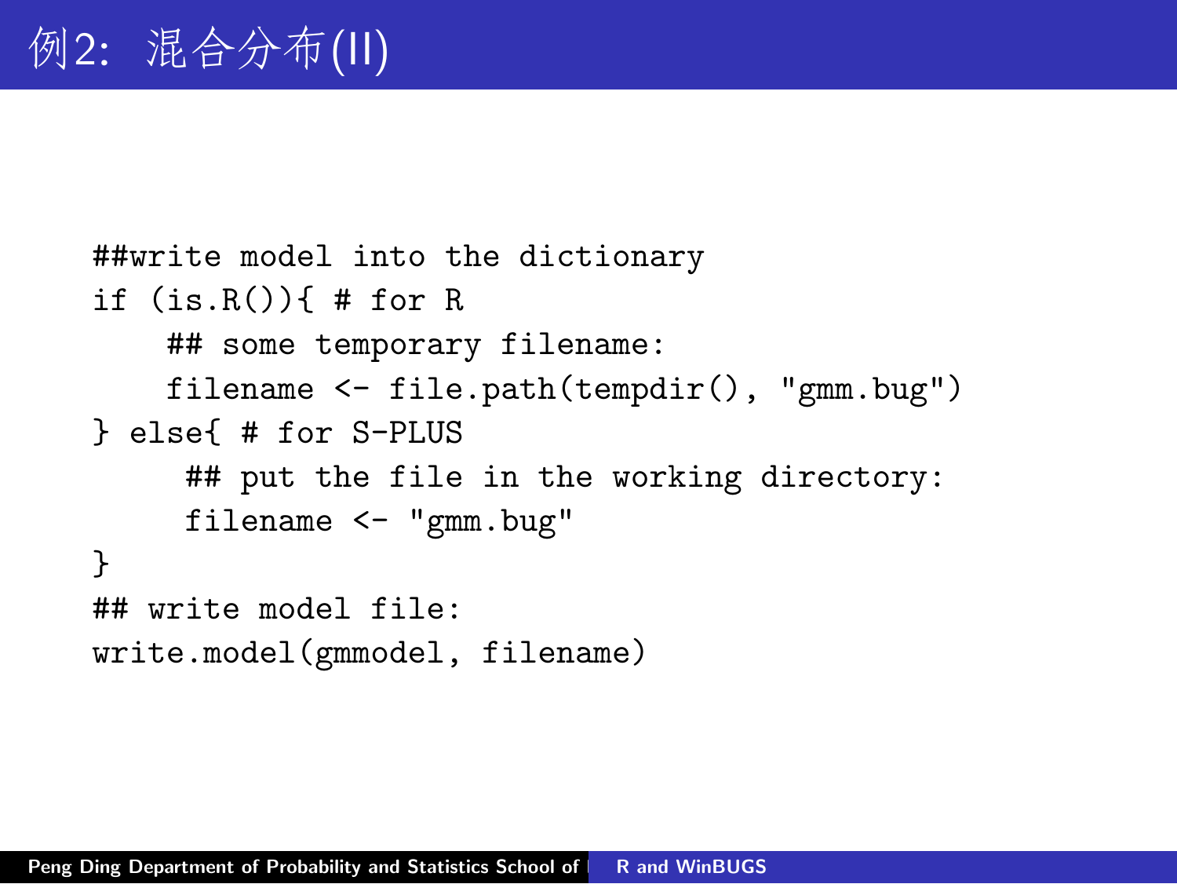# 例2: 混合分布(II)

```
##write model into the dictionary
if (is.R()){ # for R
    ## some temporary filename:
    filename <- file.path(tempdir(), "gmm.bug")
} else{ # for S-PLUS
     ## put the file in the working directory:
     filename <- "gmm.bug"
}
## write model file:
write.model(gmmodel, filename)
```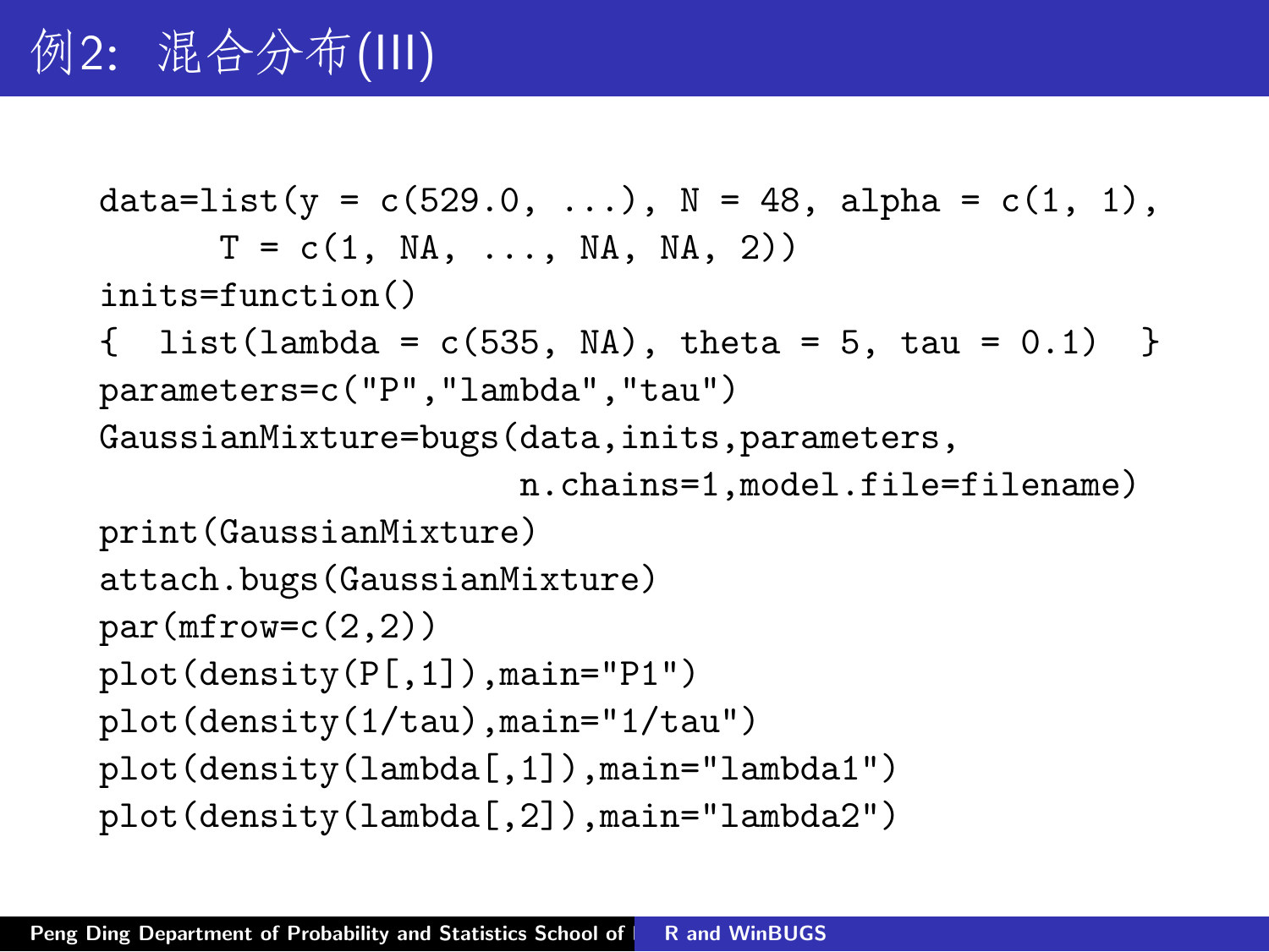# 例2: 混合分布(III)

```
data=list(y = c(529.0, ...), N = 48, alpha = c(1, 1),
      T = c(1, NA, ..., NA, NA, 2))
inits=function()
{  list(lambda = c(535, NA), theta = 5, tau = 0.1)  }
parameters=c("P","lambda","tau")
GaussianMixture=bugs(data,inits,parameters,
                     n.chains=1,model.file=filename)
print(GaussianMixture)
attach.bugs(GaussianMixture)
par(mfrow=c(2,2))
plot(density(P[,1]),main="P1")
plot(density(1/tau),main="1/tau")
plot(density(lambda[,1]),main="lambda1")
plot(density(lambda[,2]),main="lambda2")
```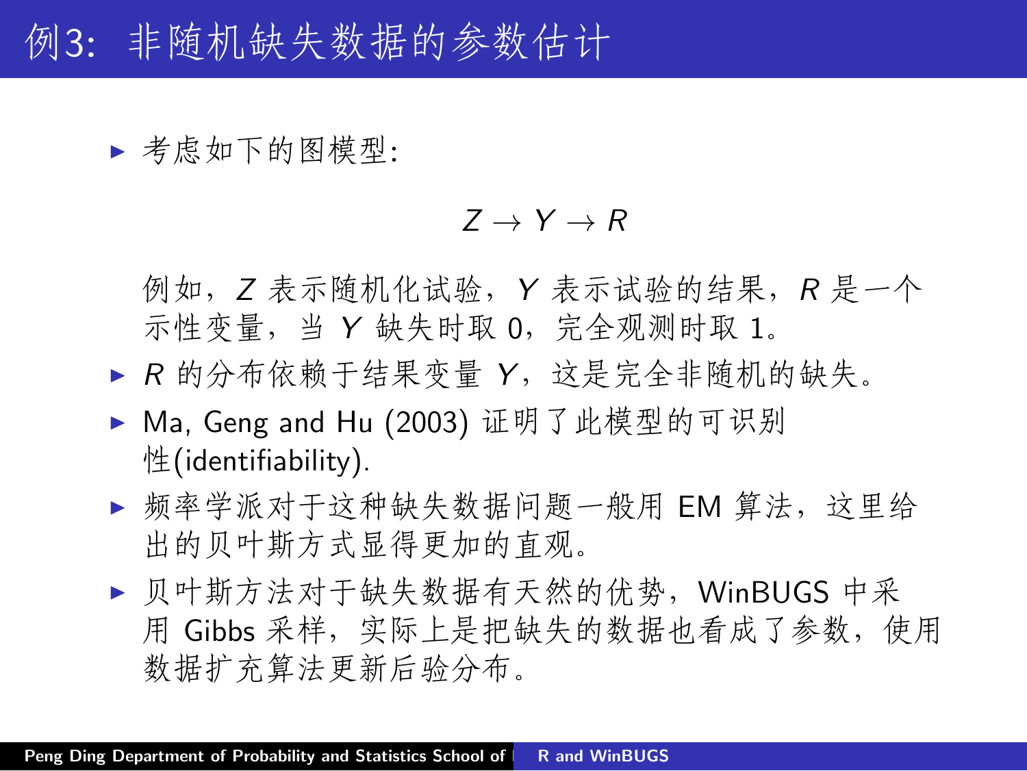# 例3: 非随机缺失数据的参数估计

- 考虑如下的图模型:

$$Z \to Y \to R$$

例如，$Z$ 表示随机化试验，$Y$ 表示试验的结果，$R$ 是一个示性变量，当 $Y$ 缺失时取 0，完全观测时取 1。

- $R$ 的分布依赖于结果变量 $Y$，这是完全非随机的缺失。
- Ma, Geng and Hu (2003) 证明了此模型的可识别性(identifiability).
- 频率学派对于这种缺失数据问题一般用 EM 算法，这里给出的贝叶斯方式显得更加的直观。
- 贝叶斯方法对于缺失数据有天然的优势，WinBUGS 中采用 Gibbs 采样，实际上是把缺失的数据也看成了参数，使用数据扩充算法更新后验分布。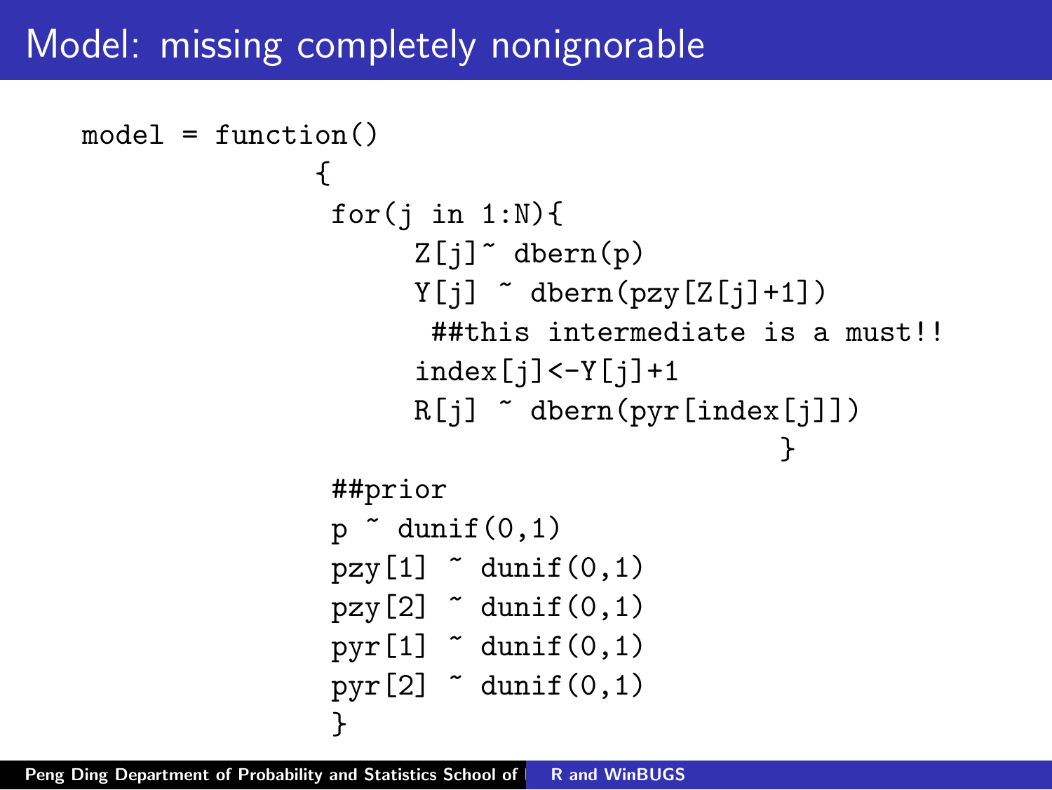# Model: missing completely nonignorable

```
model = function()
             {
              for(j in 1:N){
                   Z[j]~ dbern(p)
                   Y[j] ~ dbern(pzy[Z[j]+1])
                    ##this intermediate is a must!!
                   index[j]<-Y[j]+1
                   R[j] ~ dbern(pyr[index[j]])
                                        }
              ##prior
              p ~ dunif(0,1)
              pzy[1] ~ dunif(0,1)
              pzy[2] ~ dunif(0,1)
              pyr[1] ~ dunif(0,1)
              pyr[2] ~ dunif(0,1)
              }
```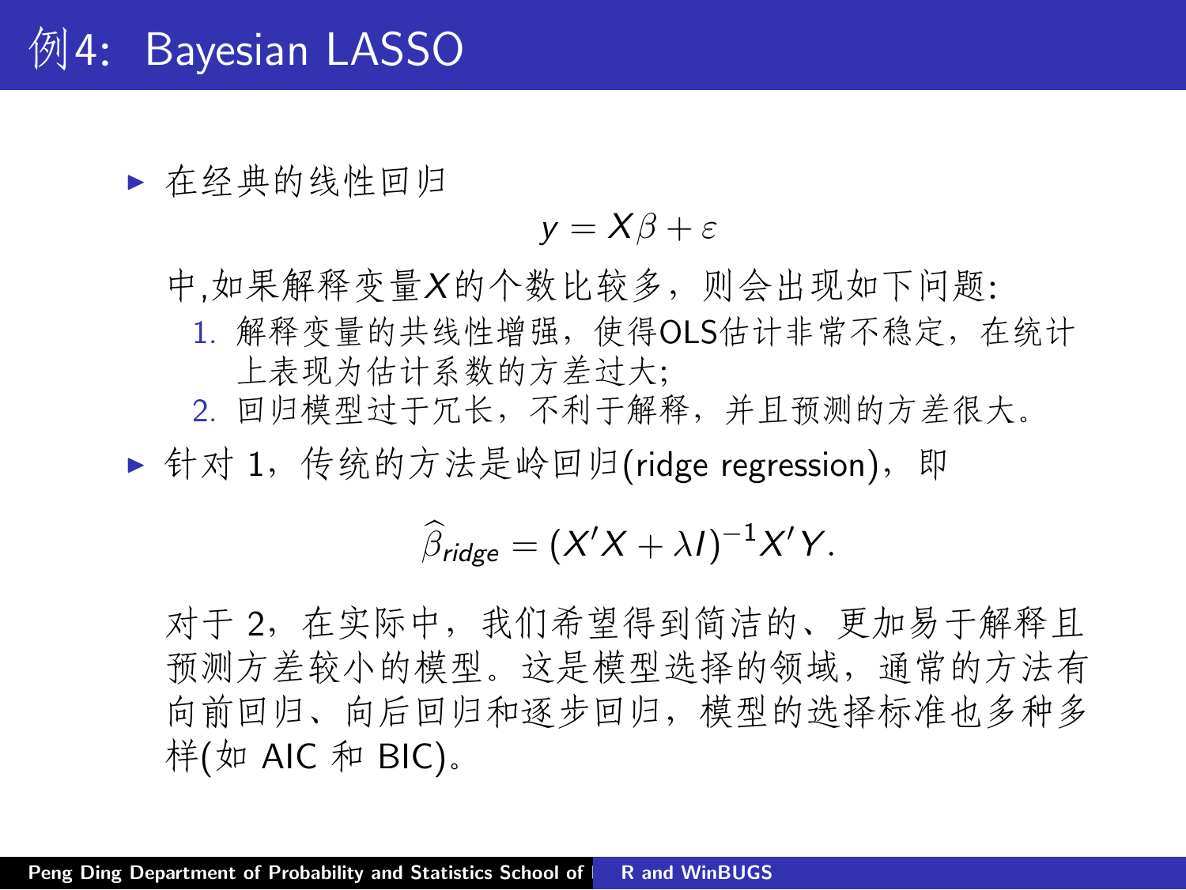# 例4: Bayesian LASSO

- 在经典的线性回归

$$y = X\beta + \varepsilon$$

中,如果解释变量$X$的个数比较多，则会出现如下问题:

1. 解释变量的共线性增强，使得OLS估计非常不稳定，在统计上表现为估计系数的方差过大;
2. 回归模型过于冗长，不利于解释，并且预测的方差很大。

- 针对 1，传统的方法是岭回归(ridge regression)，即

$$\widehat{\beta}_{ridge} = (X'X + \lambda I)^{-1}X'Y.$$

对于 2，在实际中，我们希望得到简洁的、更加易于解释且预测方差较小的模型。这是模型选择的领域，通常的方法有向前回归、向后回归和逐步回归，模型的选择标准也多种多样(如 AIC 和 BIC)。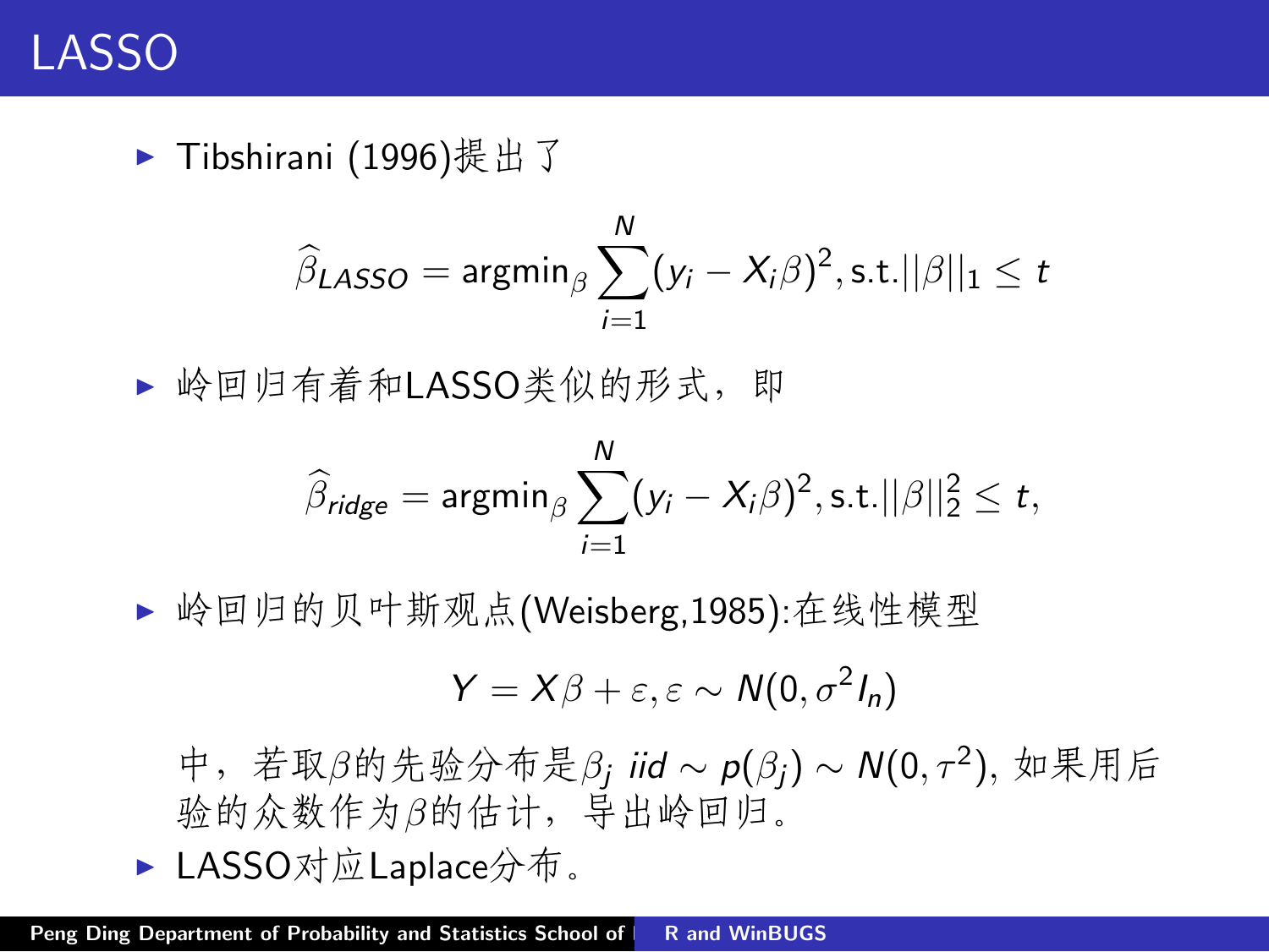# LASSO

- Tibshirani (1996)提出了

$$\widehat{\beta}_{LASSO} = \text{argmin}_{\beta} \sum_{i=1}^{N} (y_i - X_i\beta)^2, \text{s.t.} ||\beta||_1 \leq t$$

- 岭回归有着和LASSO类似的形式，即

$$\widehat{\beta}_{ridge} = \text{argmin}_{\beta} \sum_{i=1}^{N} (y_i - X_i\beta)^2, \text{s.t.} ||\beta||_2^2 \leq t,$$

- 岭回归的贝叶斯观点(Weisberg,1985):在线性模型

$$Y = X\beta + \varepsilon, \varepsilon \sim N(0, \sigma^2 I_n)$$

  中，若取$\beta$的先验分布是$\beta_j$ $iid \sim p(\beta_j) \sim N(0, \tau^2)$, 如果用后验的众数作为$\beta$的估计，导出岭回归。
- LASSO对应Laplace分布。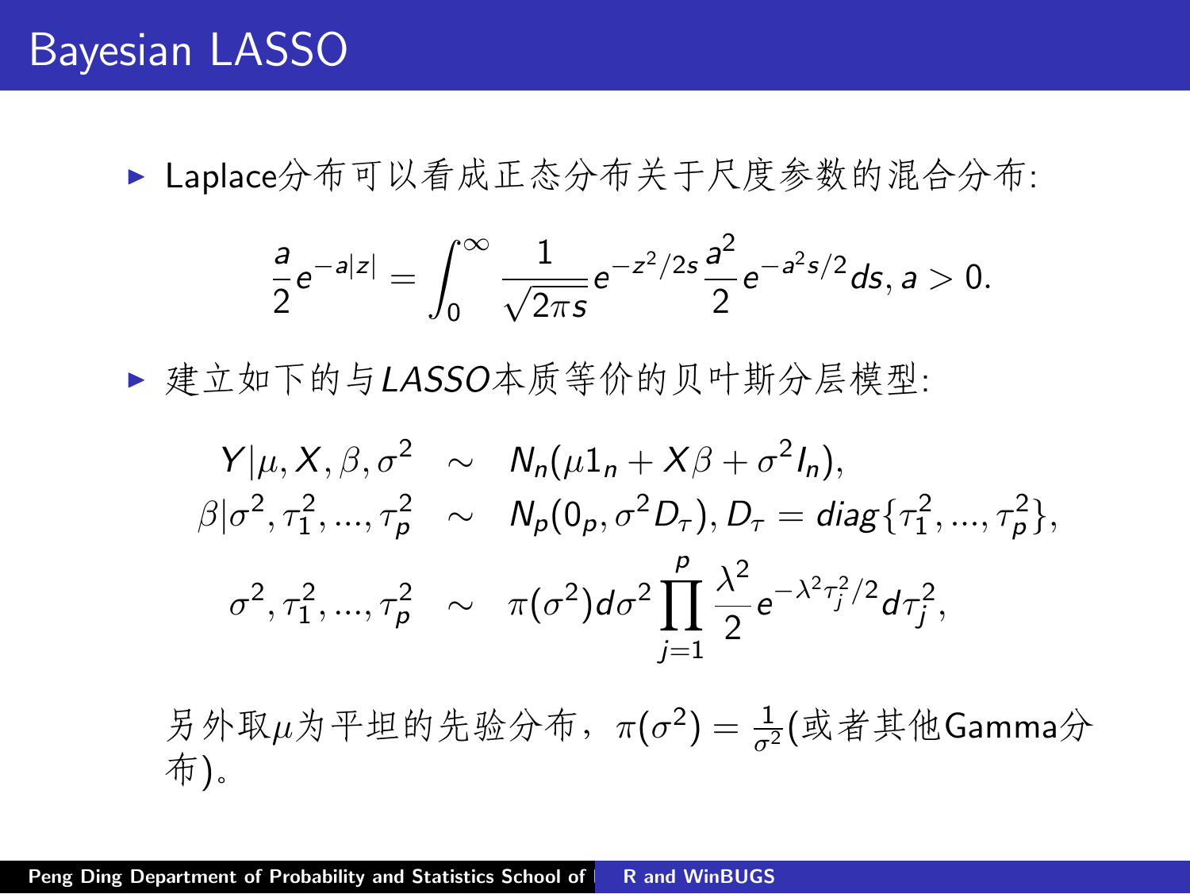# Bayesian LASSO

- Laplace分布可以看成正态分布关于尺度参数的混合分布:

$$\frac{a}{2}e^{-a|z|} = \int_0^\infty \frac{1}{\sqrt{2\pi s}}e^{-z^2/2s}\frac{a^2}{2}e^{-a^2 s/2}ds, a > 0.$$

- 建立如下的与*LASSO*本质等价的贝叶斯分层模型:

$$\begin{aligned}
Y|\mu, X, \beta, \sigma^2 &\sim N_n(\mu 1_n + X\beta + \sigma^2 I_n), \\
\beta|\sigma^2, \tau_1^2, ..., \tau_p^2 &\sim N_p(0_p, \sigma^2 D_\tau), D_\tau = diag\{\tau_1^2, ..., \tau_p^2\}, \\
\sigma^2, \tau_1^2, ..., \tau_p^2 &\sim \pi(\sigma^2)d\sigma^2 \prod_{j=1}^{p} \frac{\lambda^2}{2}e^{-\lambda^2\tau_j^2/2}d\tau_j^2,
\end{aligned}$$

另外取$\mu$为平坦的先验分布，$\pi(\sigma^2) = \frac{1}{\sigma^2}$(或者其他Gamma分布)。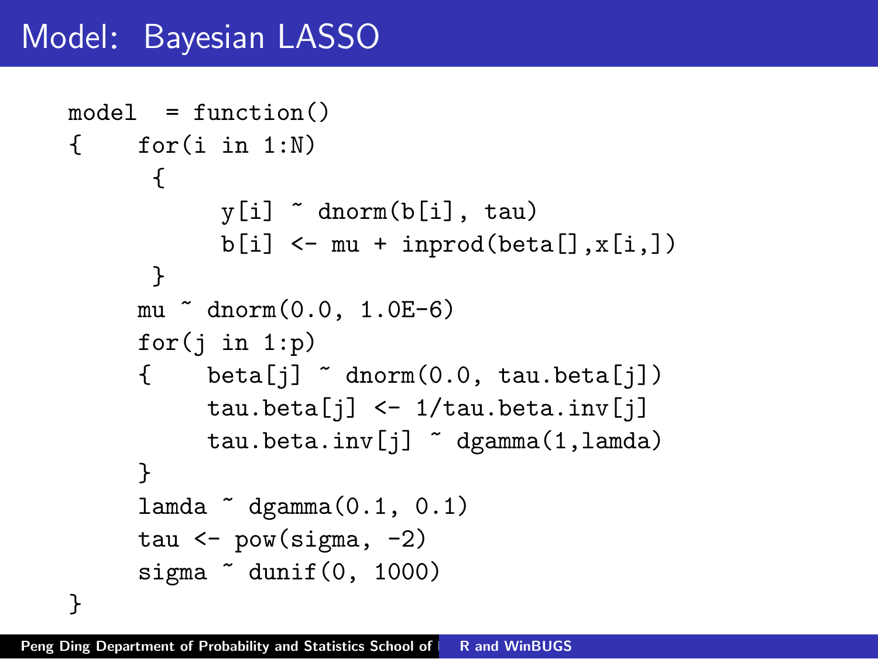# Model: Bayesian LASSO

```
model  = function()
{    for(i in 1:N)
      {
            y[i] ~ dnorm(b[i], tau)
            b[i] <- mu + inprod(beta[],x[i,])
      }
     mu ~ dnorm(0.0, 1.0E-6)
     for(j in 1:p)
     {    beta[j] ~ dnorm(0.0, tau.beta[j])
          tau.beta[j] <- 1/tau.beta.inv[j]
          tau.beta.inv[j] ~ dgamma(1,lamda)
     }
     lamda ~ dgamma(0.1, 0.1)
     tau <- pow(sigma, -2)
     sigma ~ dunif(0, 1000)
}
```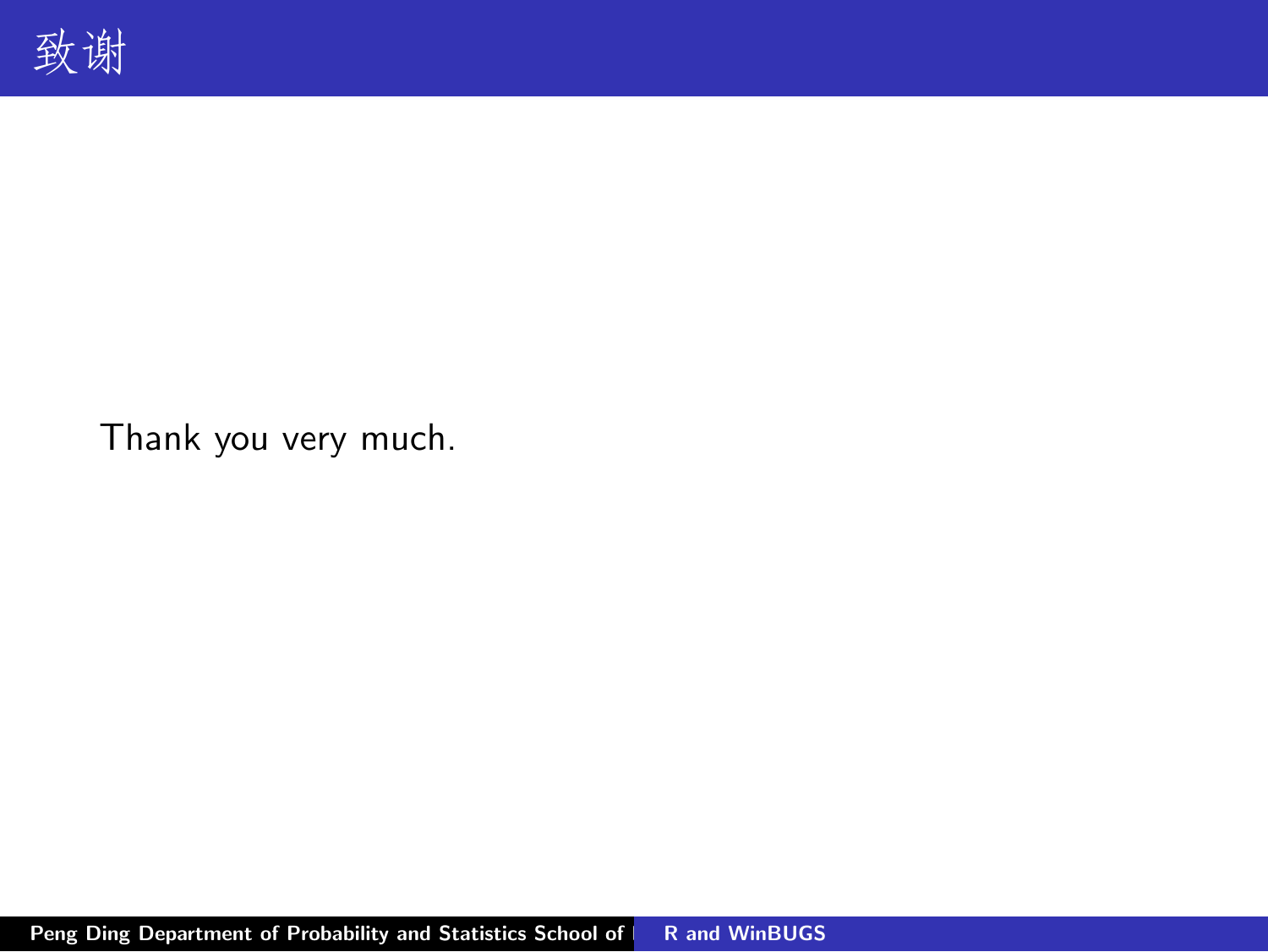# 致谢

Thank you very much.